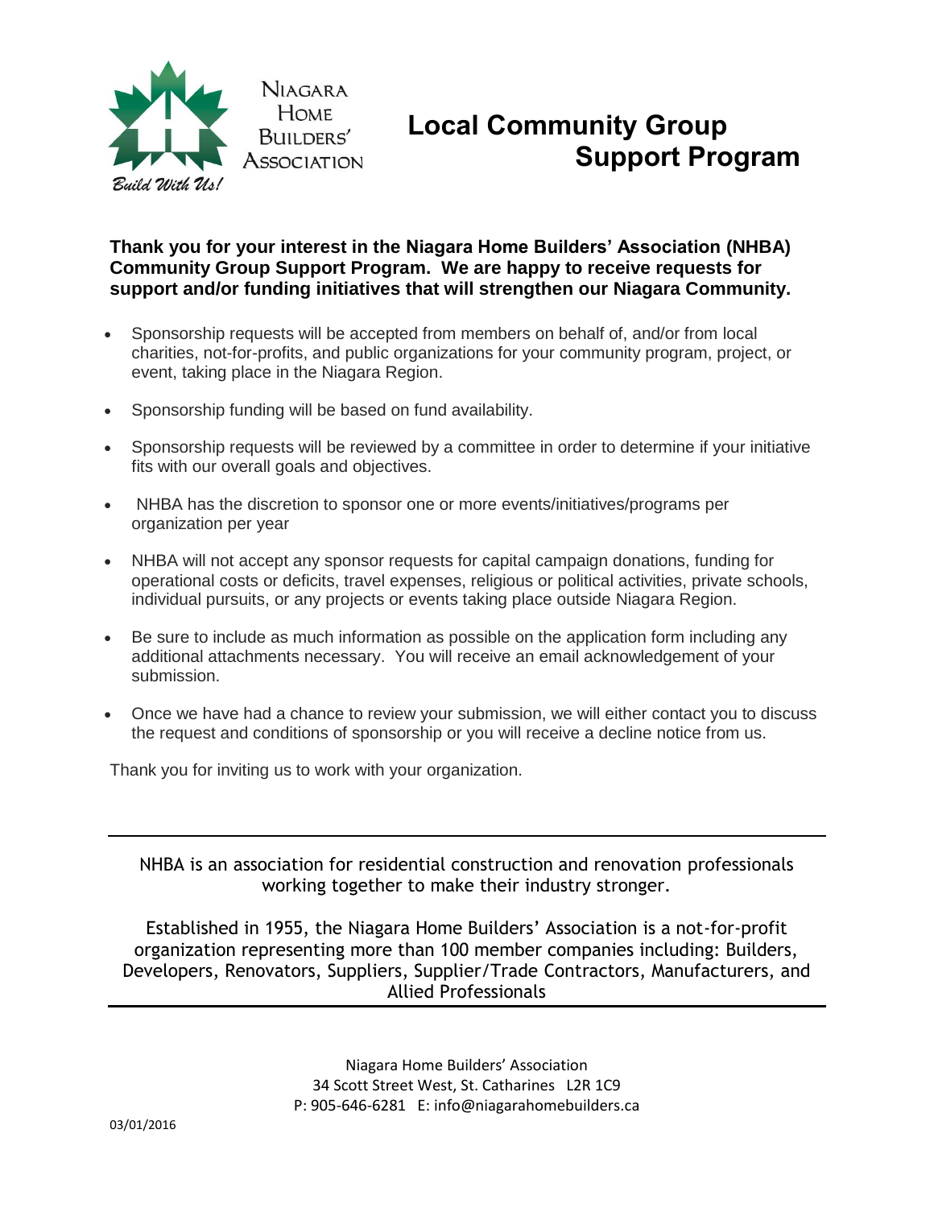Niagara Home Builders' Association

*Build With Us!*

# Local Community Group Support Program

**Thank you for your interest in the Niagara Home Builders' Association (NHBA) Community Group Support Program. We are happy to receive requests for support and/or funding initiatives that will strengthen our Niagara Community.**

- Sponsorship requests will be accepted from members on behalf of, and/or from local charities, not-for-profits, and public organizations for your community program, project, or event, taking place in the Niagara Region.
- Sponsorship funding will be based on fund availability.
- Sponsorship requests will be reviewed by a committee in order to determine if your initiative fits with our overall goals and objectives.
- NHBA has the discretion to sponsor one or more events/initiatives/programs per organization per year
- NHBA will not accept any sponsor requests for capital campaign donations, funding for operational costs or deficits, travel expenses, religious or political activities, private schools, individual pursuits, or any projects or events taking place outside Niagara Region.
- Be sure to include as much information as possible on the application form including any additional attachments necessary. You will receive an email acknowledgement of your submission.
- Once we have had a chance to review your submission, we will either contact you to discuss the request and conditions of sponsorship or you will receive a decline notice from us.

Thank you for inviting us to work with your organization.

---

NHBA is an association for residential construction and renovation professionals working together to make their industry stronger.

Established in 1955, the Niagara Home Builders' Association is a not-for-profit organization representing more than 100 member companies including: Builders, Developers, Renovators, Suppliers, Supplier/Trade Contractors, Manufacturers, and Allied Professionals

---

Niagara Home Builders' Association
34 Scott Street West, St. Catharines L2R 1C9
P: 905-646-6281 E: info@niagarahomebuilders.ca

03/01/2016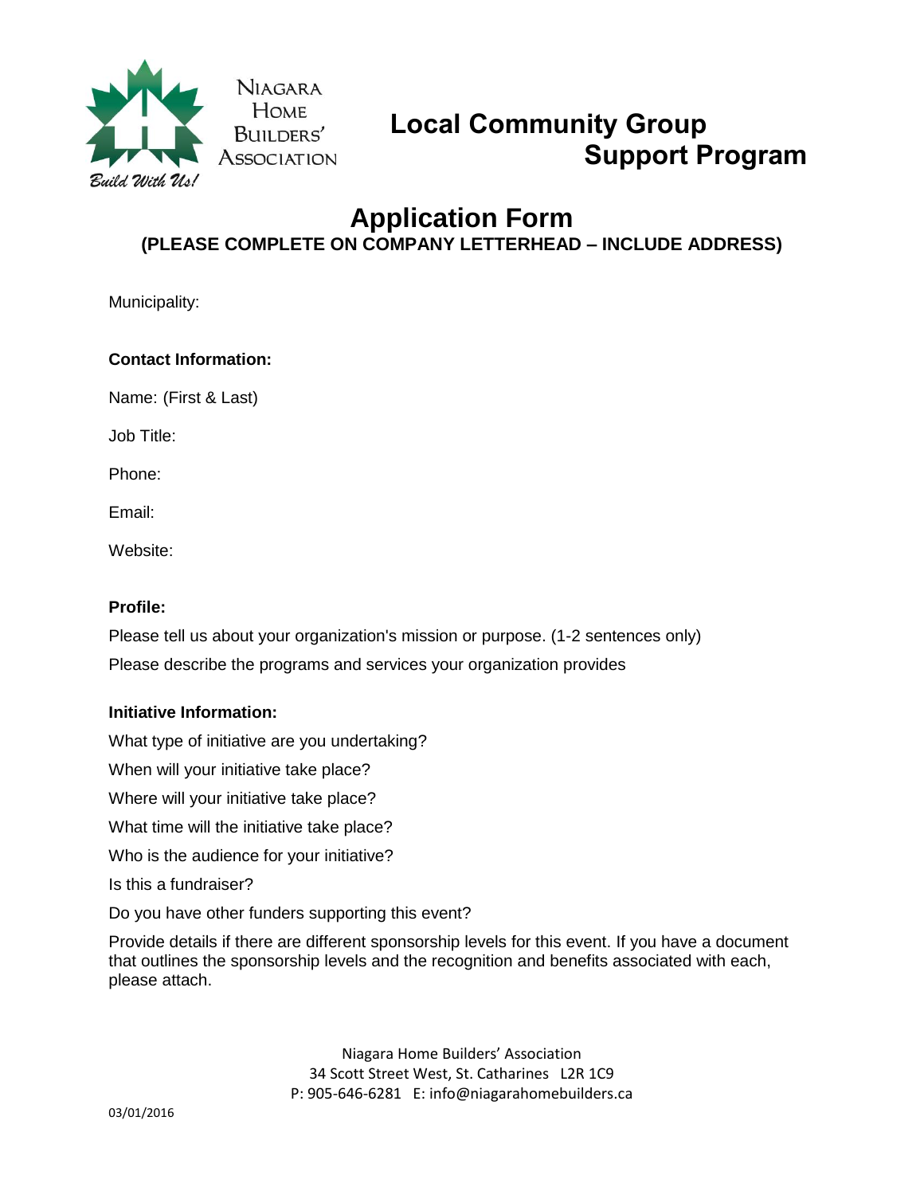Niagara Home Builders' Association

Build With Us!

# Local Community Group Support Program

## Application Form

**(PLEASE COMPLETE ON COMPANY LETTERHEAD – INCLUDE ADDRESS)**

Municipality:

**Contact Information:**

Name: (First & Last)

Job Title:

Phone:

Email:

Website:

**Profile:**

Please tell us about your organization's mission or purpose. (1-2 sentences only)

Please describe the programs and services your organization provides

**Initiative Information:**

What type of initiative are you undertaking?

When will your initiative take place?

Where will your initiative take place?

What time will the initiative take place?

Who is the audience for your initiative?

Is this a fundraiser?

Do you have other funders supporting this event?

Provide details if there are different sponsorship levels for this event. If you have a document that outlines the sponsorship levels and the recognition and benefits associated with each, please attach.

Niagara Home Builders' Association
34 Scott Street West, St. Catharines L2R 1C9
P: 905-646-6281 E: info@niagarahomebuilders.ca

03/01/2016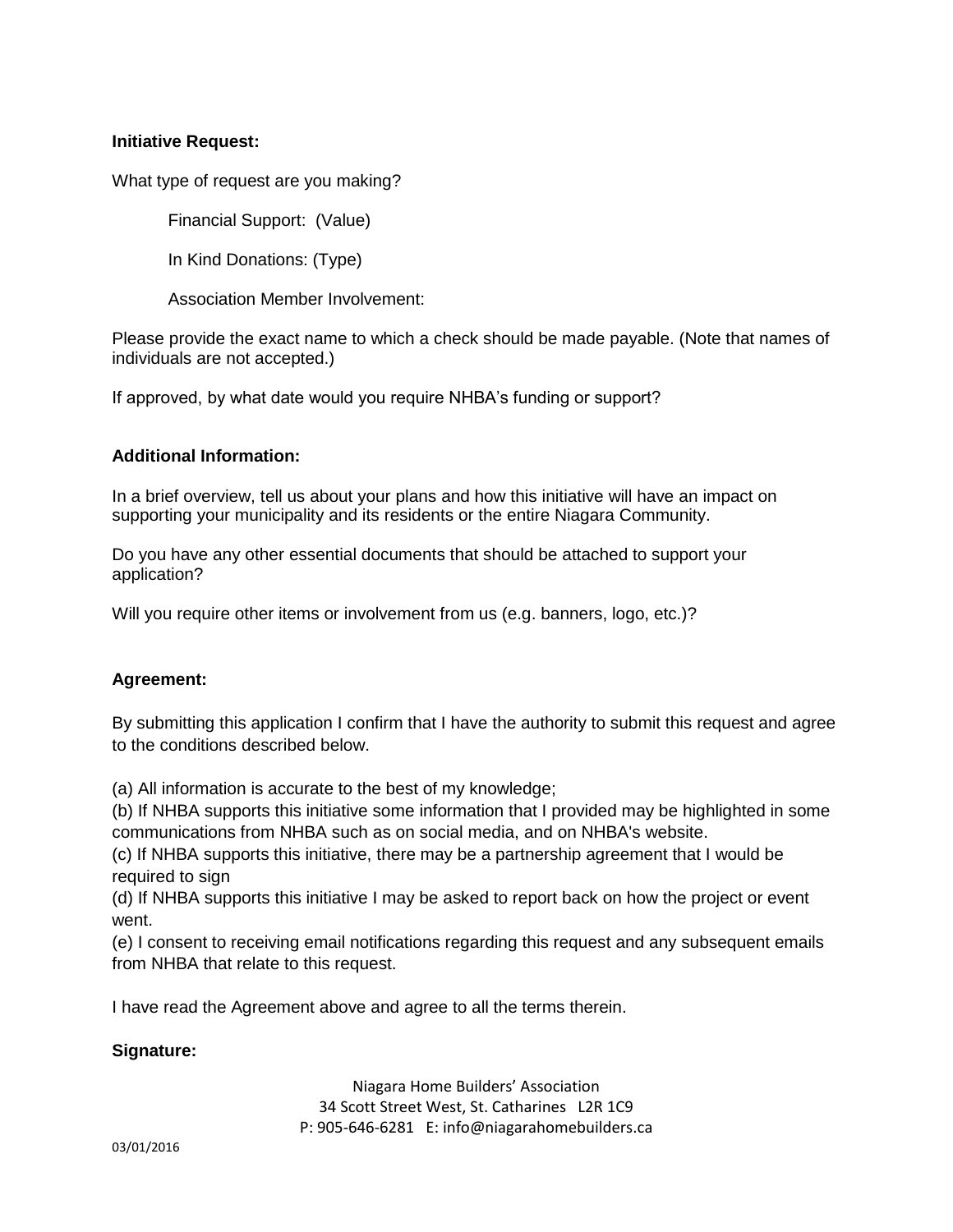**Initiative Request:**

What type of request are you making?

Financial Support: (Value)

In Kind Donations: (Type)

Association Member Involvement:

Please provide the exact name to which a check should be made payable. (Note that names of individuals are not accepted.)

If approved, by what date would you require NHBA's funding or support?

**Additional Information:**

In a brief overview, tell us about your plans and how this initiative will have an impact on supporting your municipality and its residents or the entire Niagara Community.

Do you have any other essential documents that should be attached to support your application?

Will you require other items or involvement from us (e.g. banners, logo, etc.)?

**Agreement:**

By submitting this application I confirm that I have the authority to submit this request and agree to the conditions described below.

(a) All information is accurate to the best of my knowledge;
(b) If NHBA supports this initiative some information that I provided may be highlighted in some communications from NHBA such as on social media, and on NHBA's website.
(c) If NHBA supports this initiative, there may be a partnership agreement that I would be required to sign
(d) If NHBA supports this initiative I may be asked to report back on how the project or event went.
(e) I consent to receiving email notifications regarding this request and any subsequent emails from NHBA that relate to this request.

I have read the Agreement above and agree to all the terms therein.

**Signature:**

Niagara Home Builders' Association
34 Scott Street West, St. Catharines L2R 1C9
P: 905-646-6281 E: info@niagarahomebuilders.ca

03/01/2016